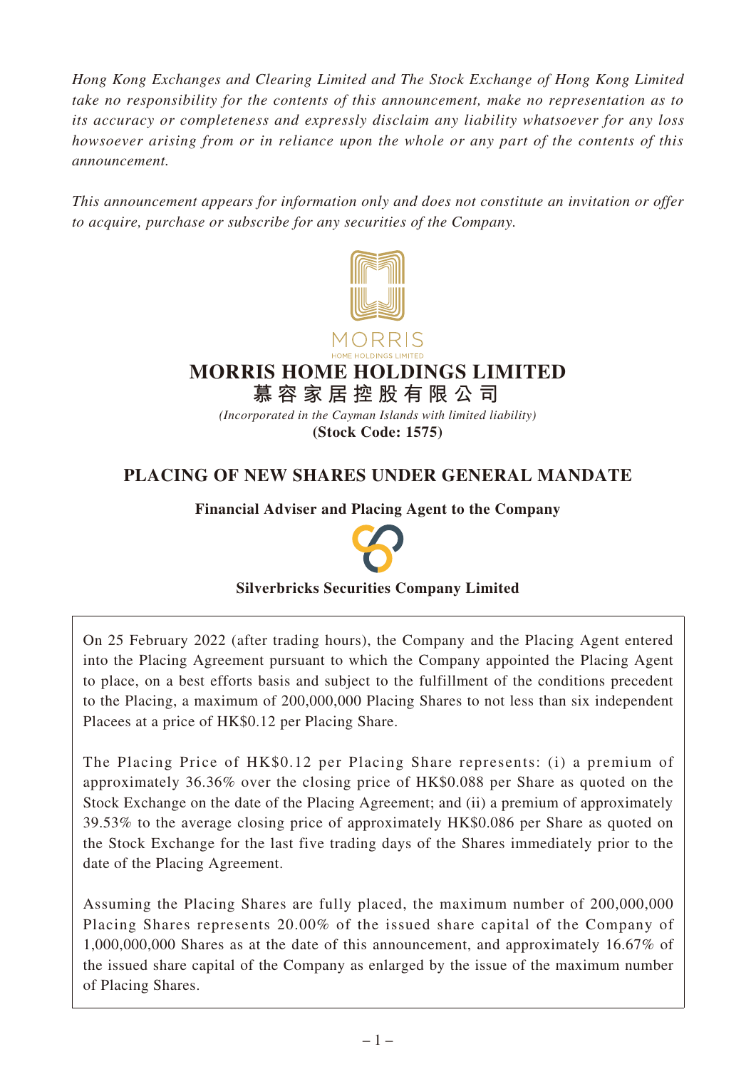*Hong Kong Exchanges and Clearing Limited and The Stock Exchange of Hong Kong Limited take no responsibility for the contents of this announcement, make no representation as to its accuracy or completeness and expressly disclaim any liability whatsoever for any loss howsoever arising from or in reliance upon the whole or any part of the contents of this announcement.*

*This announcement appears for information only and does not constitute an invitation or offer to acquire, purchase or subscribe for any securities of the Company.*

MORRIS
HOME HOLDINGS LIMITED

# MORRIS HOME HOLDINGS LIMITED
# 慕容家居控股有限公司

*(Incorporated in the Cayman Islands with limited liability)*

**(Stock Code: 1575)**

## PLACING OF NEW SHARES UNDER GENERAL MANDATE

**Financial Adviser and Placing Agent to the Company**

**Silverbricks Securities Company Limited**

On 25 February 2022 (after trading hours), the Company and the Placing Agent entered into the Placing Agreement pursuant to which the Company appointed the Placing Agent to place, on a best efforts basis and subject to the fulfillment of the conditions precedent to the Placing, a maximum of 200,000,000 Placing Shares to not less than six independent Placees at a price of HK$0.12 per Placing Share.

The Placing Price of HK$0.12 per Placing Share represents: (i) a premium of approximately 36.36% over the closing price of HK$0.088 per Share as quoted on the Stock Exchange on the date of the Placing Agreement; and (ii) a premium of approximately 39.53% to the average closing price of approximately HK$0.086 per Share as quoted on the Stock Exchange for the last five trading days of the Shares immediately prior to the date of the Placing Agreement.

Assuming the Placing Shares are fully placed, the maximum number of 200,000,000 Placing Shares represents 20.00% of the issued share capital of the Company of 1,000,000,000 Shares as at the date of this announcement, and approximately 16.67% of the issued share capital of the Company as enlarged by the issue of the maximum number of Placing Shares.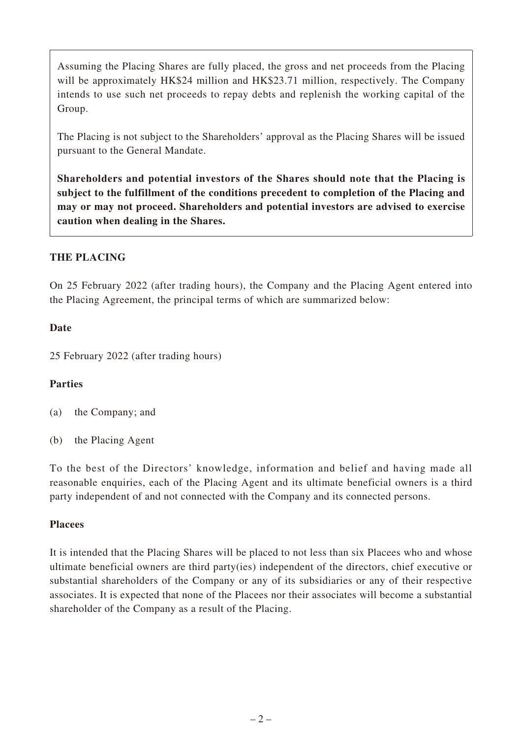Assuming the Placing Shares are fully placed, the gross and net proceeds from the Placing will be approximately HK$24 million and HK$23.71 million, respectively. The Company intends to use such net proceeds to repay debts and replenish the working capital of the Group.

The Placing is not subject to the Shareholders' approval as the Placing Shares will be issued pursuant to the General Mandate.

**Shareholders and potential investors of the Shares should note that the Placing is subject to the fulfillment of the conditions precedent to completion of the Placing and may or may not proceed. Shareholders and potential investors are advised to exercise caution when dealing in the Shares.**

## THE PLACING

On 25 February 2022 (after trading hours), the Company and the Placing Agent entered into the Placing Agreement, the principal terms of which are summarized below:

### Date

25 February 2022 (after trading hours)

### Parties

(a) the Company; and

(b) the Placing Agent

To the best of the Directors' knowledge, information and belief and having made all reasonable enquiries, each of the Placing Agent and its ultimate beneficial owners is a third party independent of and not connected with the Company and its connected persons.

### Placees

It is intended that the Placing Shares will be placed to not less than six Placees who and whose ultimate beneficial owners are third party(ies) independent of the directors, chief executive or substantial shareholders of the Company or any of its subsidiaries or any of their respective associates. It is expected that none of the Placees nor their associates will become a substantial shareholder of the Company as a result of the Placing.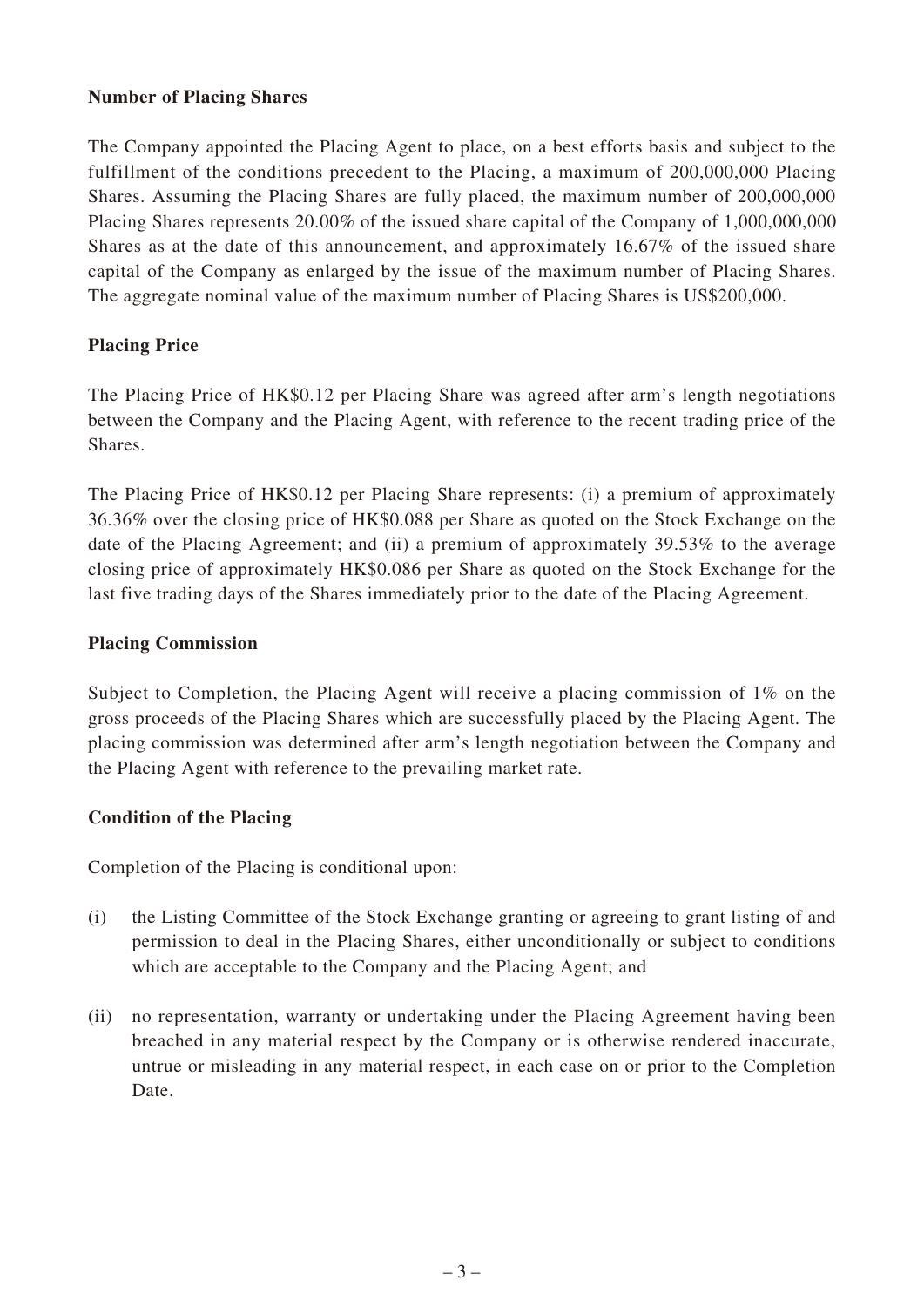**Number of Placing Shares**

The Company appointed the Placing Agent to place, on a best efforts basis and subject to the fulfillment of the conditions precedent to the Placing, a maximum of 200,000,000 Placing Shares. Assuming the Placing Shares are fully placed, the maximum number of 200,000,000 Placing Shares represents 20.00% of the issued share capital of the Company of 1,000,000,000 Shares as at the date of this announcement, and approximately 16.67% of the issued share capital of the Company as enlarged by the issue of the maximum number of Placing Shares. The aggregate nominal value of the maximum number of Placing Shares is US$200,000.

**Placing Price**

The Placing Price of HK$0.12 per Placing Share was agreed after arm's length negotiations between the Company and the Placing Agent, with reference to the recent trading price of the Shares.

The Placing Price of HK$0.12 per Placing Share represents: (i) a premium of approximately 36.36% over the closing price of HK$0.088 per Share as quoted on the Stock Exchange on the date of the Placing Agreement; and (ii) a premium of approximately 39.53% to the average closing price of approximately HK$0.086 per Share as quoted on the Stock Exchange for the last five trading days of the Shares immediately prior to the date of the Placing Agreement.

**Placing Commission**

Subject to Completion, the Placing Agent will receive a placing commission of 1% on the gross proceeds of the Placing Shares which are successfully placed by the Placing Agent. The placing commission was determined after arm's length negotiation between the Company and the Placing Agent with reference to the prevailing market rate.

**Condition of the Placing**

Completion of the Placing is conditional upon:

(i) the Listing Committee of the Stock Exchange granting or agreeing to grant listing of and permission to deal in the Placing Shares, either unconditionally or subject to conditions which are acceptable to the Company and the Placing Agent; and

(ii) no representation, warranty or undertaking under the Placing Agreement having been breached in any material respect by the Company or is otherwise rendered inaccurate, untrue or misleading in any material respect, in each case on or prior to the Completion Date.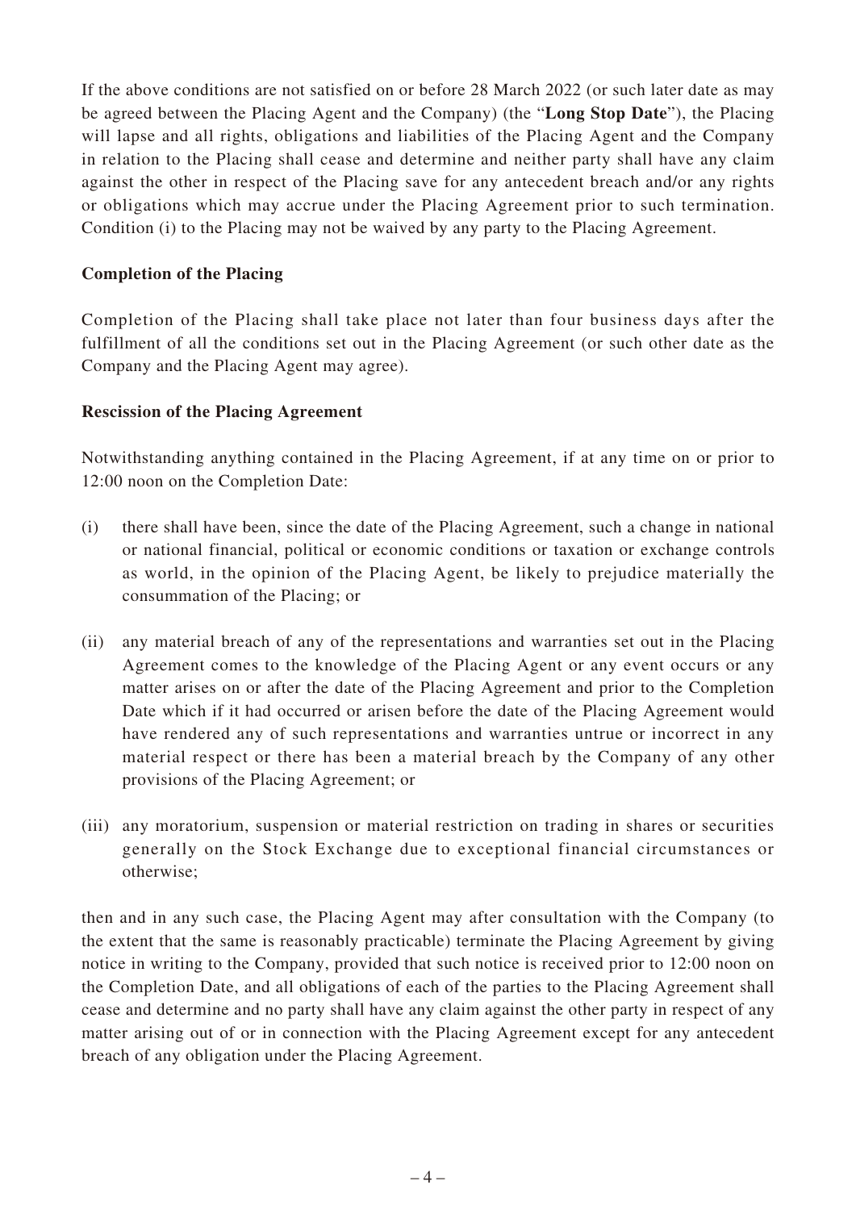If the above conditions are not satisfied on or before 28 March 2022 (or such later date as may be agreed between the Placing Agent and the Company) (the "**Long Stop Date**"), the Placing will lapse and all rights, obligations and liabilities of the Placing Agent and the Company in relation to the Placing shall cease and determine and neither party shall have any claim against the other in respect of the Placing save for any antecedent breach and/or any rights or obligations which may accrue under the Placing Agreement prior to such termination. Condition (i) to the Placing may not be waived by any party to the Placing Agreement.

**Completion of the Placing**

Completion of the Placing shall take place not later than four business days after the fulfillment of all the conditions set out in the Placing Agreement (or such other date as the Company and the Placing Agent may agree).

**Rescission of the Placing Agreement**

Notwithstanding anything contained in the Placing Agreement, if at any time on or prior to 12:00 noon on the Completion Date:

(i) there shall have been, since the date of the Placing Agreement, such a change in national or national financial, political or economic conditions or taxation or exchange controls as world, in the opinion of the Placing Agent, be likely to prejudice materially the consummation of the Placing; or

(ii) any material breach of any of the representations and warranties set out in the Placing Agreement comes to the knowledge of the Placing Agent or any event occurs or any matter arises on or after the date of the Placing Agreement and prior to the Completion Date which if it had occurred or arisen before the date of the Placing Agreement would have rendered any of such representations and warranties untrue or incorrect in any material respect or there has been a material breach by the Company of any other provisions of the Placing Agreement; or

(iii) any moratorium, suspension or material restriction on trading in shares or securities generally on the Stock Exchange due to exceptional financial circumstances or otherwise;

then and in any such case, the Placing Agent may after consultation with the Company (to the extent that the same is reasonably practicable) terminate the Placing Agreement by giving notice in writing to the Company, provided that such notice is received prior to 12:00 noon on the Completion Date, and all obligations of each of the parties to the Placing Agreement shall cease and determine and no party shall have any claim against the other party in respect of any matter arising out of or in connection with the Placing Agreement except for any antecedent breach of any obligation under the Placing Agreement.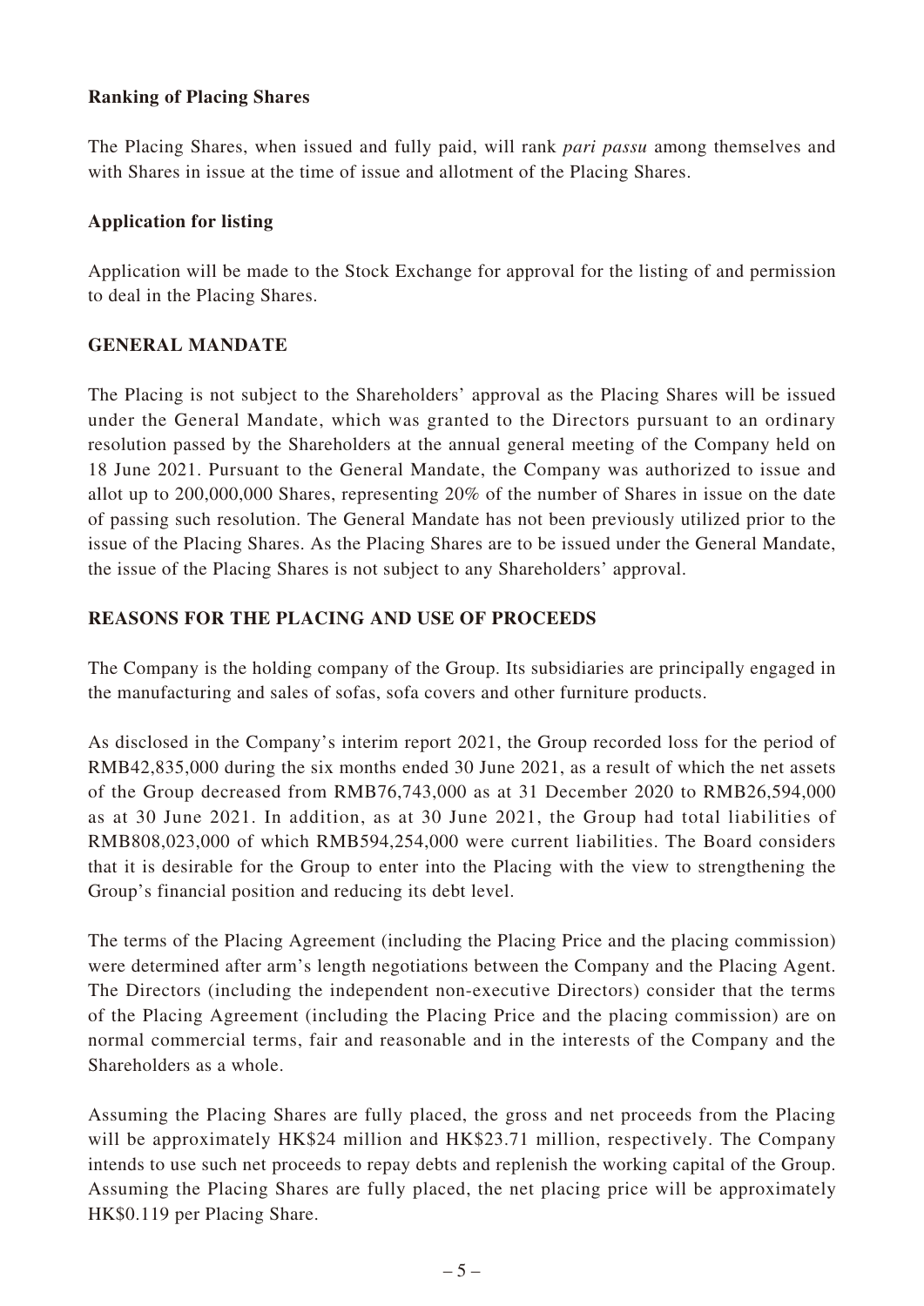**Ranking of Placing Shares**

The Placing Shares, when issued and fully paid, will rank *pari passu* among themselves and with Shares in issue at the time of issue and allotment of the Placing Shares.

**Application for listing**

Application will be made to the Stock Exchange for approval for the listing of and permission to deal in the Placing Shares.

## GENERAL MANDATE

The Placing is not subject to the Shareholders' approval as the Placing Shares will be issued under the General Mandate, which was granted to the Directors pursuant to an ordinary resolution passed by the Shareholders at the annual general meeting of the Company held on 18 June 2021. Pursuant to the General Mandate, the Company was authorized to issue and allot up to 200,000,000 Shares, representing 20% of the number of Shares in issue on the date of passing such resolution. The General Mandate has not been previously utilized prior to the issue of the Placing Shares. As the Placing Shares are to be issued under the General Mandate, the issue of the Placing Shares is not subject to any Shareholders' approval.

## REASONS FOR THE PLACING AND USE OF PROCEEDS

The Company is the holding company of the Group. Its subsidiaries are principally engaged in the manufacturing and sales of sofas, sofa covers and other furniture products.

As disclosed in the Company's interim report 2021, the Group recorded loss for the period of RMB42,835,000 during the six months ended 30 June 2021, as a result of which the net assets of the Group decreased from RMB76,743,000 as at 31 December 2020 to RMB26,594,000 as at 30 June 2021. In addition, as at 30 June 2021, the Group had total liabilities of RMB808,023,000 of which RMB594,254,000 were current liabilities. The Board considers that it is desirable for the Group to enter into the Placing with the view to strengthening the Group's financial position and reducing its debt level.

The terms of the Placing Agreement (including the Placing Price and the placing commission) were determined after arm's length negotiations between the Company and the Placing Agent. The Directors (including the independent non-executive Directors) consider that the terms of the Placing Agreement (including the Placing Price and the placing commission) are on normal commercial terms, fair and reasonable and in the interests of the Company and the Shareholders as a whole.

Assuming the Placing Shares are fully placed, the gross and net proceeds from the Placing will be approximately HK$24 million and HK$23.71 million, respectively. The Company intends to use such net proceeds to repay debts and replenish the working capital of the Group. Assuming the Placing Shares are fully placed, the net placing price will be approximately HK$0.119 per Placing Share.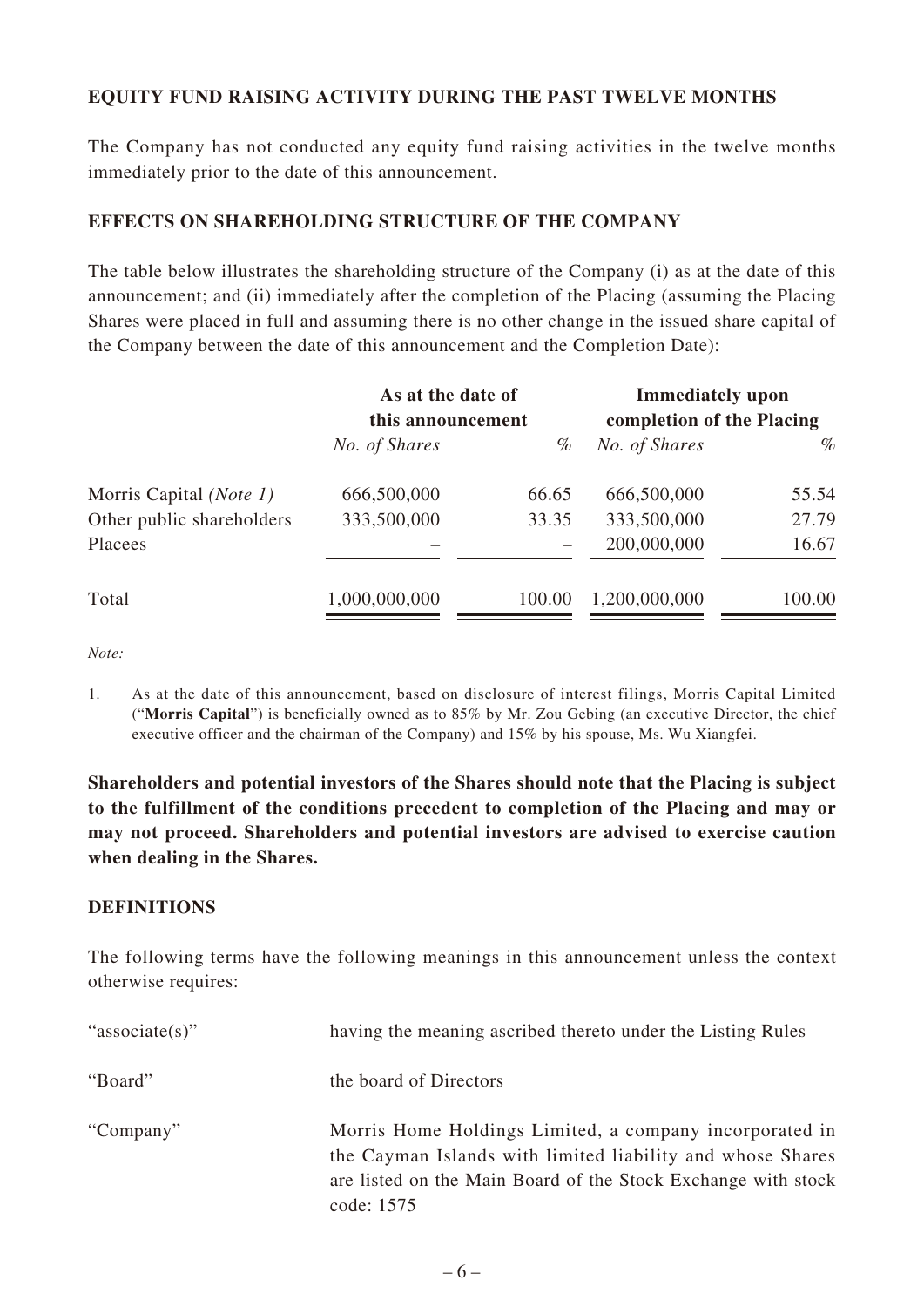## EQUITY FUND RAISING ACTIVITY DURING THE PAST TWELVE MONTHS

The Company has not conducted any equity fund raising activities in the twelve months immediately prior to the date of this announcement.

## EFFECTS ON SHAREHOLDING STRUCTURE OF THE COMPANY

The table below illustrates the shareholding structure of the Company (i) as at the date of this announcement; and (ii) immediately after the completion of the Placing (assuming the Placing Shares were placed in full and assuming there is no other change in the issued share capital of the Company between the date of this announcement and the Completion Date):

| | **As at the date of this announcement** | | **Immediately upon completion of the Placing** | |
|---|---|---|---|---|
| | *No. of Shares* | *%* | *No. of Shares* | *%* |
| Morris Capital *(Note 1)* | 666,500,000 | 66.65 | 666,500,000 | 55.54 |
| Other public shareholders | 333,500,000 | 33.35 | 333,500,000 | 27.79 |
| Placees | – | – | 200,000,000 | 16.67 |
| Total | 1,000,000,000 | 100.00 | 1,200,000,000 | 100.00 |

*Note:*

1. As at the date of this announcement, based on disclosure of interest filings, Morris Capital Limited ("**Morris Capital**") is beneficially owned as to 85% by Mr. Zou Gebing (an executive Director, the chief executive officer and the chairman of the Company) and 15% by his spouse, Ms. Wu Xiangfei.

**Shareholders and potential investors of the Shares should note that the Placing is subject to the fulfillment of the conditions precedent to completion of the Placing and may or may not proceed. Shareholders and potential investors are advised to exercise caution when dealing in the Shares.**

## DEFINITIONS

The following terms have the following meanings in this announcement unless the context otherwise requires:

| | |
|---|---|
| "associate(s)" | having the meaning ascribed thereto under the Listing Rules |
| "Board" | the board of Directors |
| "Company" | Morris Home Holdings Limited, a company incorporated in the Cayman Islands with limited liability and whose Shares are listed on the Main Board of the Stock Exchange with stock code: 1575 |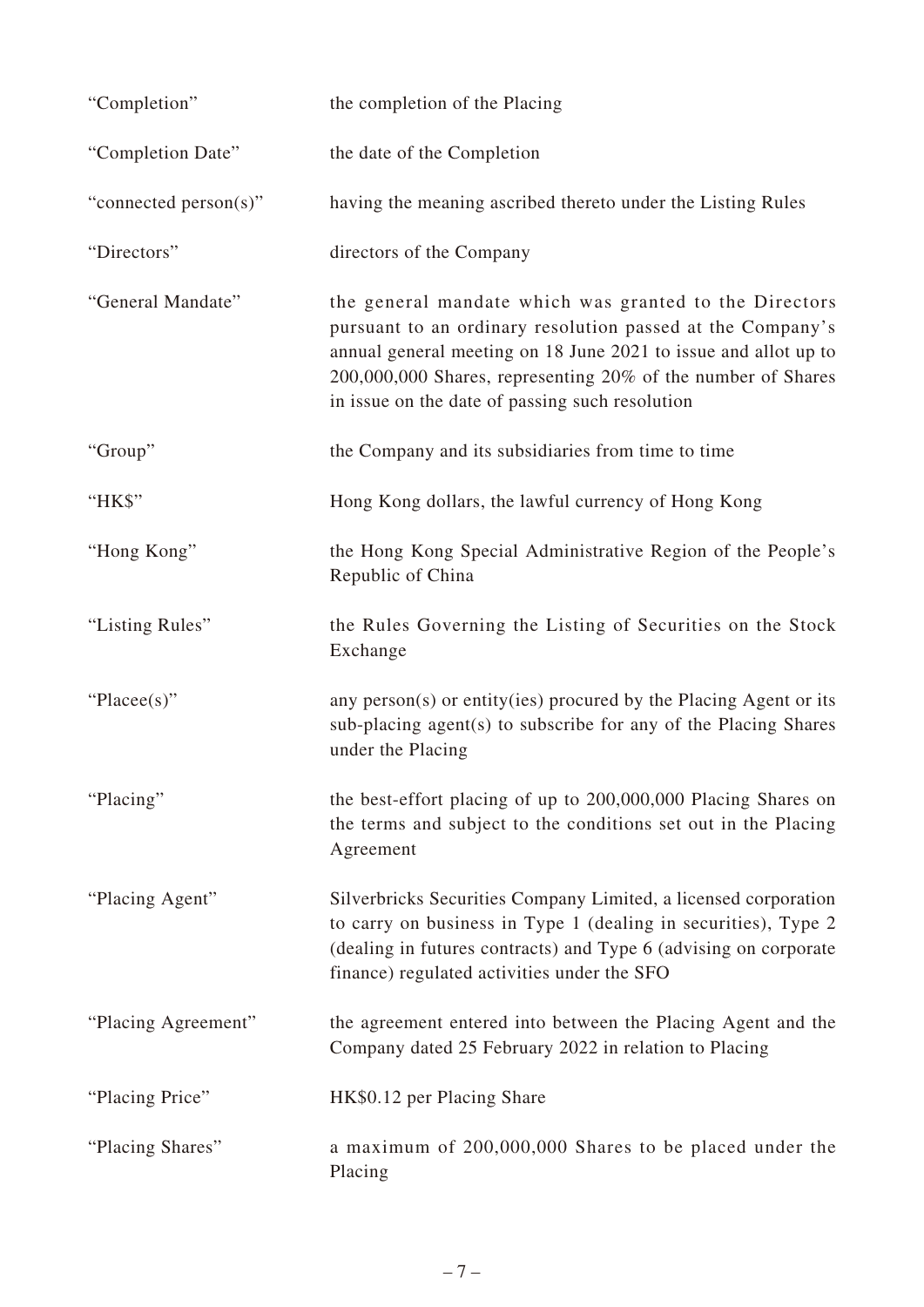| | |
|---|---|
| "Completion" | the completion of the Placing |
| "Completion Date" | the date of the Completion |
| "connected person(s)" | having the meaning ascribed thereto under the Listing Rules |
| "Directors" | directors of the Company |
| "General Mandate" | the general mandate which was granted to the Directors pursuant to an ordinary resolution passed at the Company's annual general meeting on 18 June 2021 to issue and allot up to 200,000,000 Shares, representing 20% of the number of Shares in issue on the date of passing such resolution |
| "Group" | the Company and its subsidiaries from time to time |
| "HK$" | Hong Kong dollars, the lawful currency of Hong Kong |
| "Hong Kong" | the Hong Kong Special Administrative Region of the People's Republic of China |
| "Listing Rules" | the Rules Governing the Listing of Securities on the Stock Exchange |
| "Placee(s)" | any person(s) or entity(ies) procured by the Placing Agent or its sub-placing agent(s) to subscribe for any of the Placing Shares under the Placing |
| "Placing" | the best-effort placing of up to 200,000,000 Placing Shares on the terms and subject to the conditions set out in the Placing Agreement |
| "Placing Agent" | Silverbricks Securities Company Limited, a licensed corporation to carry on business in Type 1 (dealing in securities), Type 2 (dealing in futures contracts) and Type 6 (advising on corporate finance) regulated activities under the SFO |
| "Placing Agreement" | the agreement entered into between the Placing Agent and the Company dated 25 February 2022 in relation to Placing |
| "Placing Price" | HK$0.12 per Placing Share |
| "Placing Shares" | a maximum of 200,000,000 Shares to be placed under the Placing |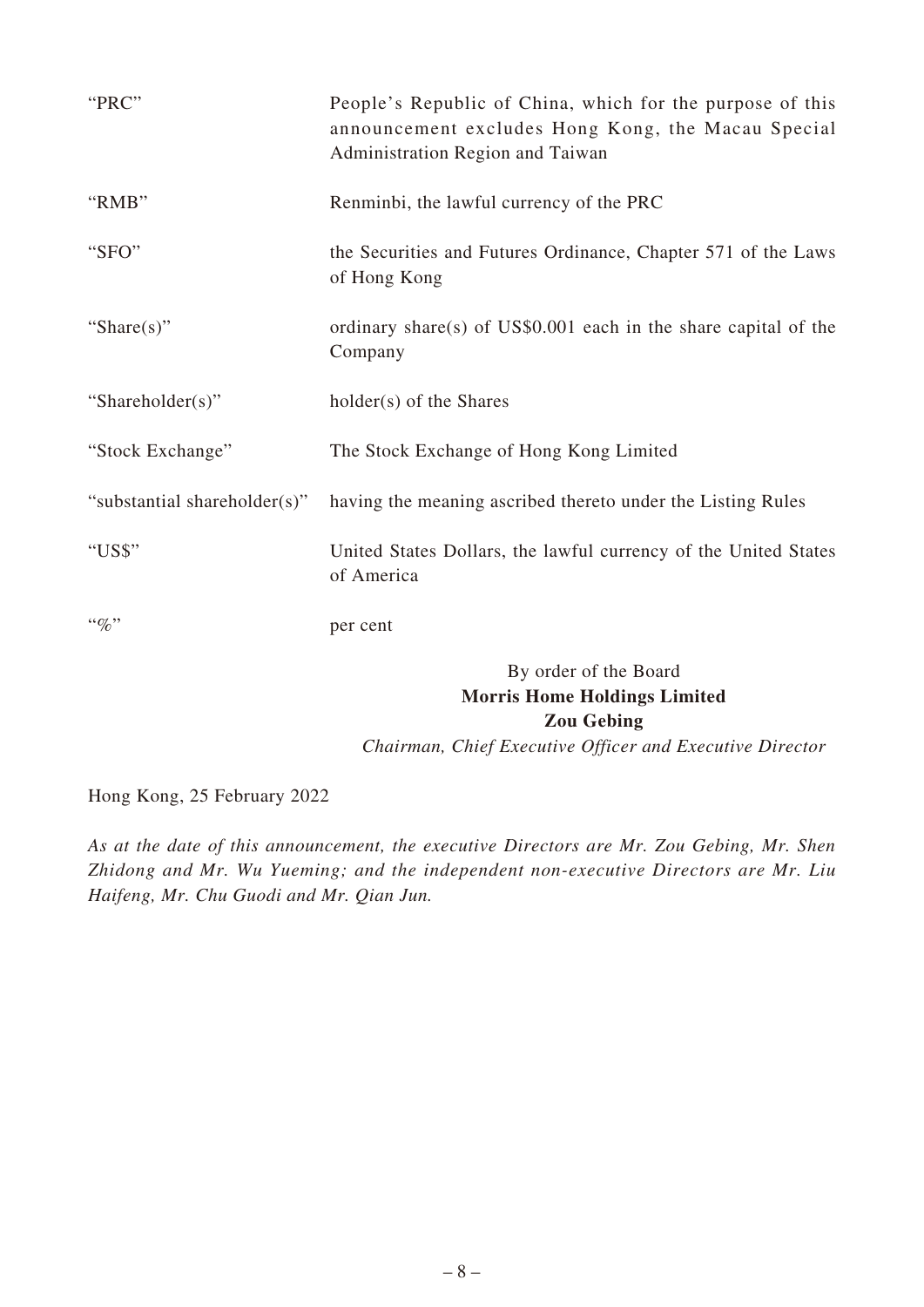| | |
|---|---|
| "PRC" | People's Republic of China, which for the purpose of this announcement excludes Hong Kong, the Macau Special Administration Region and Taiwan |
| "RMB" | Renminbi, the lawful currency of the PRC |
| "SFO" | the Securities and Futures Ordinance, Chapter 571 of the Laws of Hong Kong |
| "Share(s)" | ordinary share(s) of US$0.001 each in the share capital of the Company |
| "Shareholder(s)" | holder(s) of the Shares |
| "Stock Exchange" | The Stock Exchange of Hong Kong Limited |
| "substantial shareholder(s)" | having the meaning ascribed thereto under the Listing Rules |
| "US$" | United States Dollars, the lawful currency of the United States of America |
| "%" | per cent |

By order of the Board
**Morris Home Holdings Limited**
**Zou Gebing**
*Chairman, Chief Executive Officer and Executive Director*

Hong Kong, 25 February 2022

*As at the date of this announcement, the executive Directors are Mr. Zou Gebing, Mr. Shen Zhidong and Mr. Wu Yueming; and the independent non-executive Directors are Mr. Liu Haifeng, Mr. Chu Guodi and Mr. Qian Jun.*